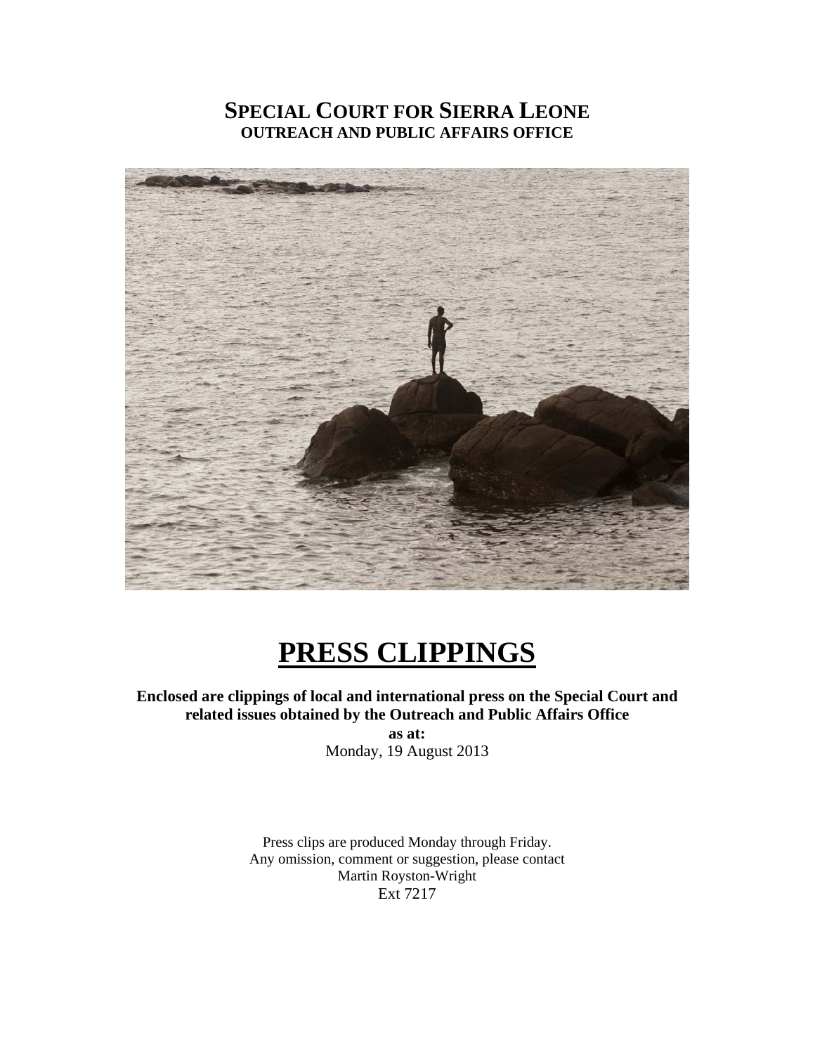# SPECIAL COURT FOR SIERRA LEONE
## OUTREACH AND PUBLIC AFFAIRS OFFICE

# PRESS CLIPPINGS

**Enclosed are clippings of local and international press on the Special Court and related issues obtained by the Outreach and Public Affairs Office**

**as at:**

Monday, 19 August 2013

Press clips are produced Monday through Friday.
Any omission, comment or suggestion, please contact
Martin Royston-Wright
Ext 7217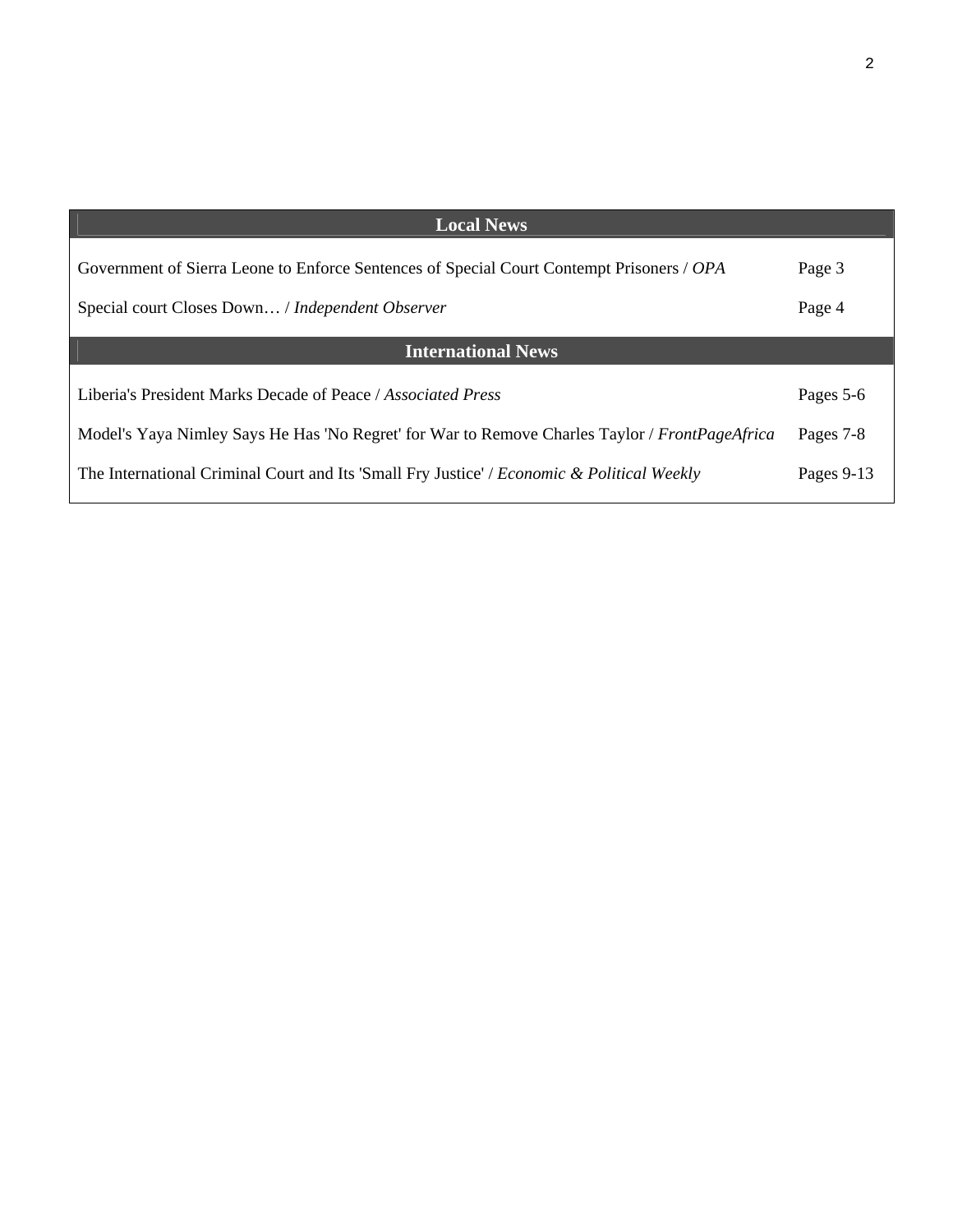| Local News | |
|---|---|
| Government of Sierra Leone to Enforce Sentences of Special Court Contempt Prisoners / *OPA* | Page 3 |
| Special court Closes Down… / *Independent Observer* | Page 4 |
| **International News** | |
| Liberia's President Marks Decade of Peace / *Associated Press* | Pages 5-6 |
| Model's Yaya Nimley Says He Has 'No Regret' for War to Remove Charles Taylor / *FrontPageAfrica* | Pages 7-8 |
| The International Criminal Court and Its 'Small Fry Justice' / *Economic & Political Weekly* | Pages 9-13 |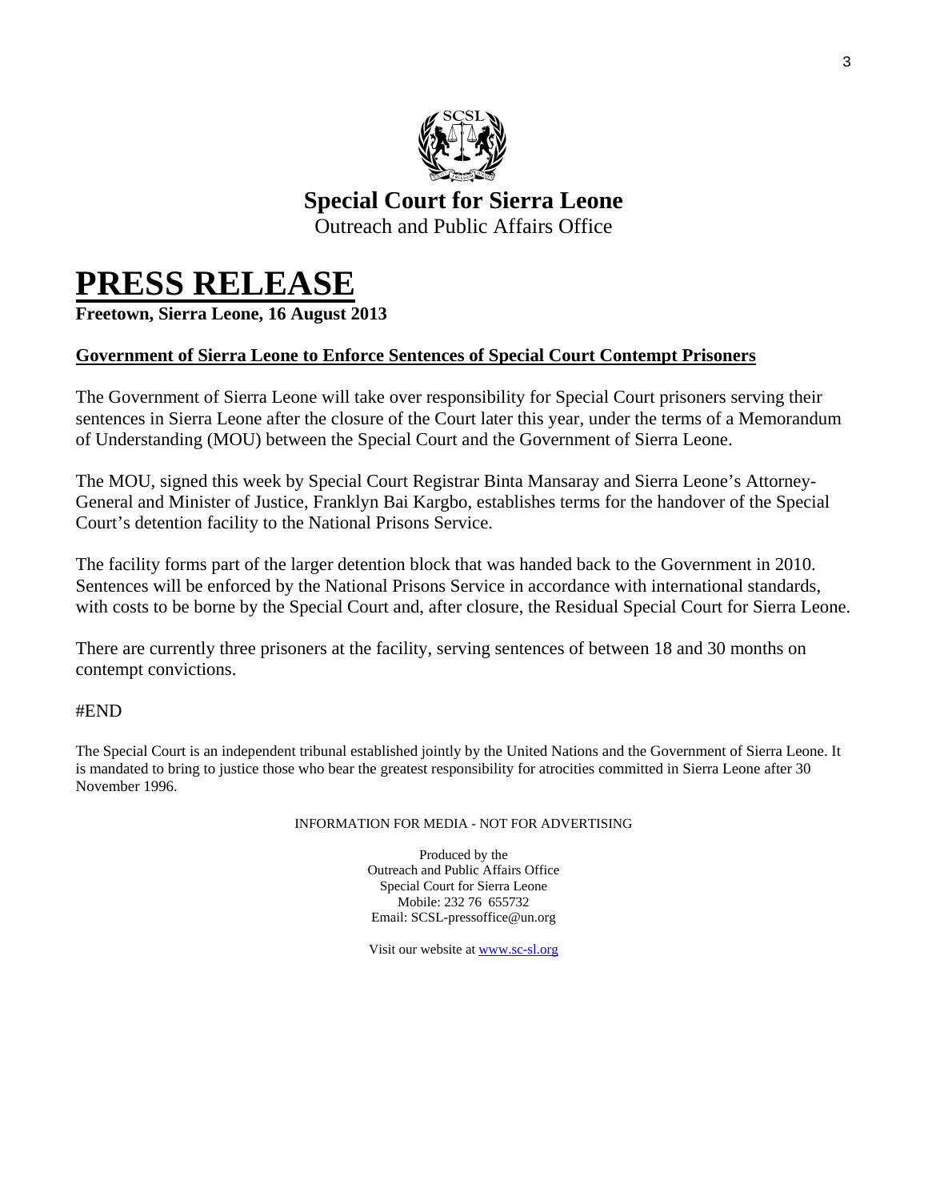**Special Court for Sierra Leone**
Outreach and Public Affairs Office

# PRESS RELEASE

**Freetown, Sierra Leone, 16 August 2013**

**Government of Sierra Leone to Enforce Sentences of Special Court Contempt Prisoners**

The Government of Sierra Leone will take over responsibility for Special Court prisoners serving their sentences in Sierra Leone after the closure of the Court later this year, under the terms of a Memorandum of Understanding (MOU) between the Special Court and the Government of Sierra Leone.

The MOU, signed this week by Special Court Registrar Binta Mansaray and Sierra Leone's Attorney-General and Minister of Justice, Franklyn Bai Kargbo, establishes terms for the handover of the Special Court's detention facility to the National Prisons Service.

The facility forms part of the larger detention block that was handed back to the Government in 2010. Sentences will be enforced by the National Prisons Service in accordance with international standards, with costs to be borne by the Special Court and, after closure, the Residual Special Court for Sierra Leone.

There are currently three prisoners at the facility, serving sentences of between 18 and 30 months on contempt convictions.

#END

The Special Court is an independent tribunal established jointly by the United Nations and the Government of Sierra Leone. It is mandated to bring to justice those who bear the greatest responsibility for atrocities committed in Sierra Leone after 30 November 1996.

INFORMATION FOR MEDIA - NOT FOR ADVERTISING

Produced by the
Outreach and Public Affairs Office
Special Court for Sierra Leone
Mobile: 232 76 655732
Email: SCSL-pressoffice@un.org

Visit our website at www.sc-sl.org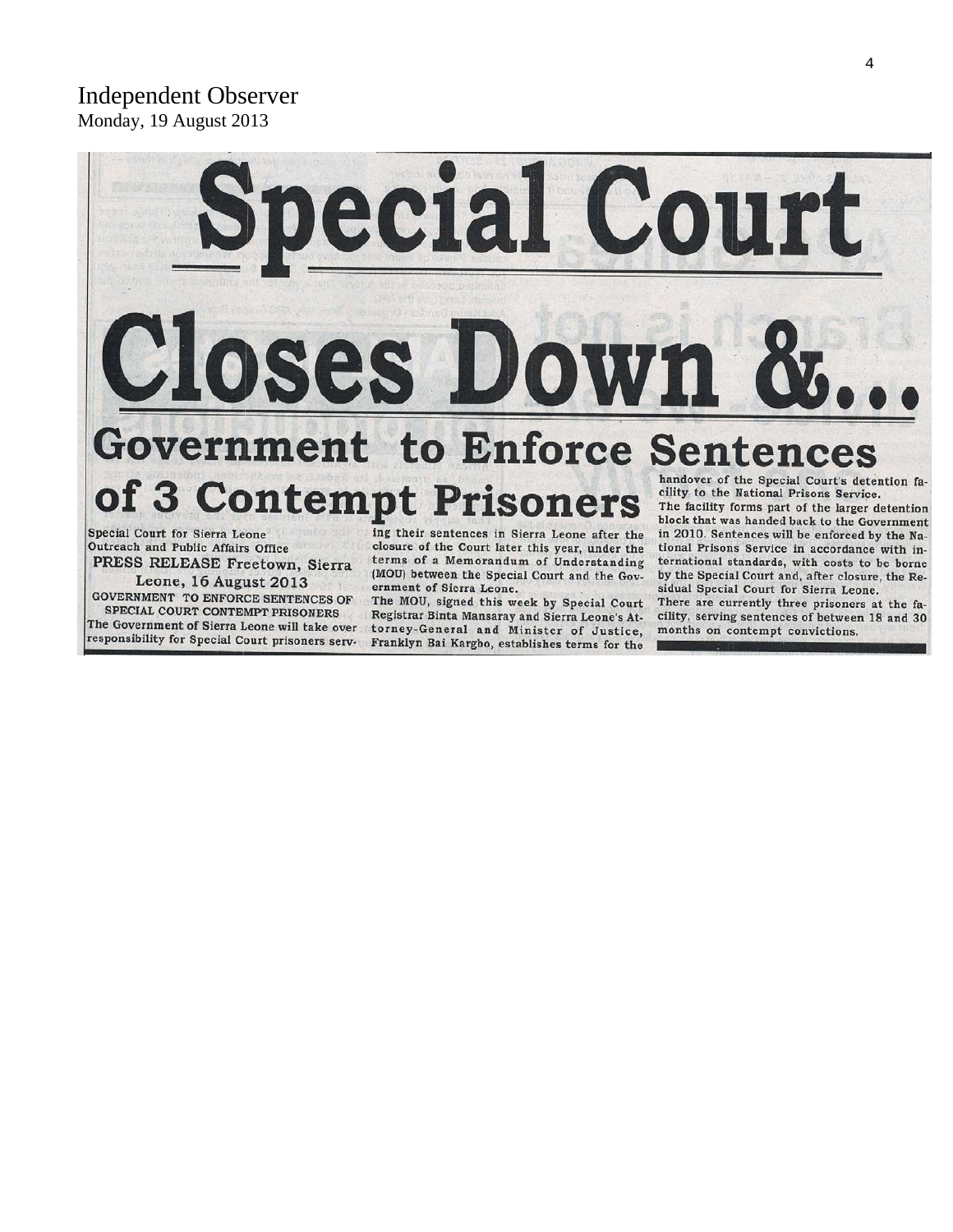Independent Observer
Monday, 19 August 2013

# Special Court Closes Down &...

## Government to Enforce Sentences of 3 Contempt Prisoners

Special Court for Sierra Leone
Outreach and Public Affairs Office

**PRESS RELEASE Freetown, Sierra Leone, 16 August 2013**

GOVERNMENT TO ENFORCE SENTENCES OF SPECIAL COURT CONTEMPT PRISONERS

The Government of Sierra Leone will take over responsibility for Special Court prisoners serving their sentences in Sierra Leone after the closure of the Court later this year, under the terms of a Memorandum of Understanding (MOU) between the Special Court and the Government of Sierra Leone.

The MOU, signed this week by Special Court Registrar Binta Mansaray and Sierra Leone's Attorney-General and Minister of Justice, Franklyn Bai Kargbo, establishes terms for the handover of the Special Court's detention facility to the National Prisons Service.

The facility forms part of the larger detention block that was handed back to the Government in 2010. Sentences will be enforced by the National Prisons Service in accordance with international standards, with costs to be borne by the Special Court and, after closure, the Residual Special Court for Sierra Leone.

There are currently three prisoners at the facility, serving sentences of between 18 and 30 months on contempt convictions.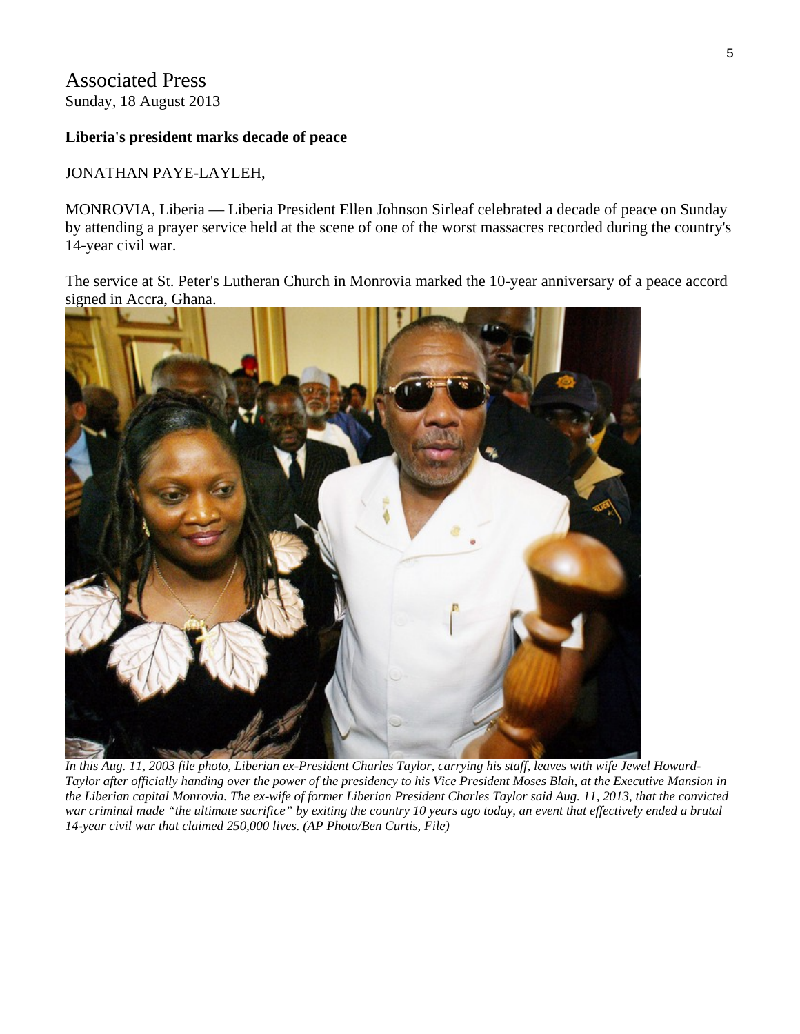Associated Press
Sunday, 18 August 2013

**Liberia's president marks decade of peace**

JONATHAN PAYE-LAYLEH,

MONROVIA, Liberia — Liberia President Ellen Johnson Sirleaf celebrated a decade of peace on Sunday by attending a prayer service held at the scene of one of the worst massacres recorded during the country's 14-year civil war.

The service at St. Peter's Lutheran Church in Monrovia marked the 10-year anniversary of a peace accord signed in Accra, Ghana.

*In this Aug. 11, 2003 file photo, Liberian ex-President Charles Taylor, carrying his staff, leaves with wife Jewel Howard-Taylor after officially handing over the power of the presidency to his Vice President Moses Blah, at the Executive Mansion in the Liberian capital Monrovia. The ex-wife of former Liberian President Charles Taylor said Aug. 11, 2013, that the convicted war criminal made "the ultimate sacrifice" by exiting the country 10 years ago today, an event that effectively ended a brutal 14-year civil war that claimed 250,000 lives. (AP Photo/Ben Curtis, File)*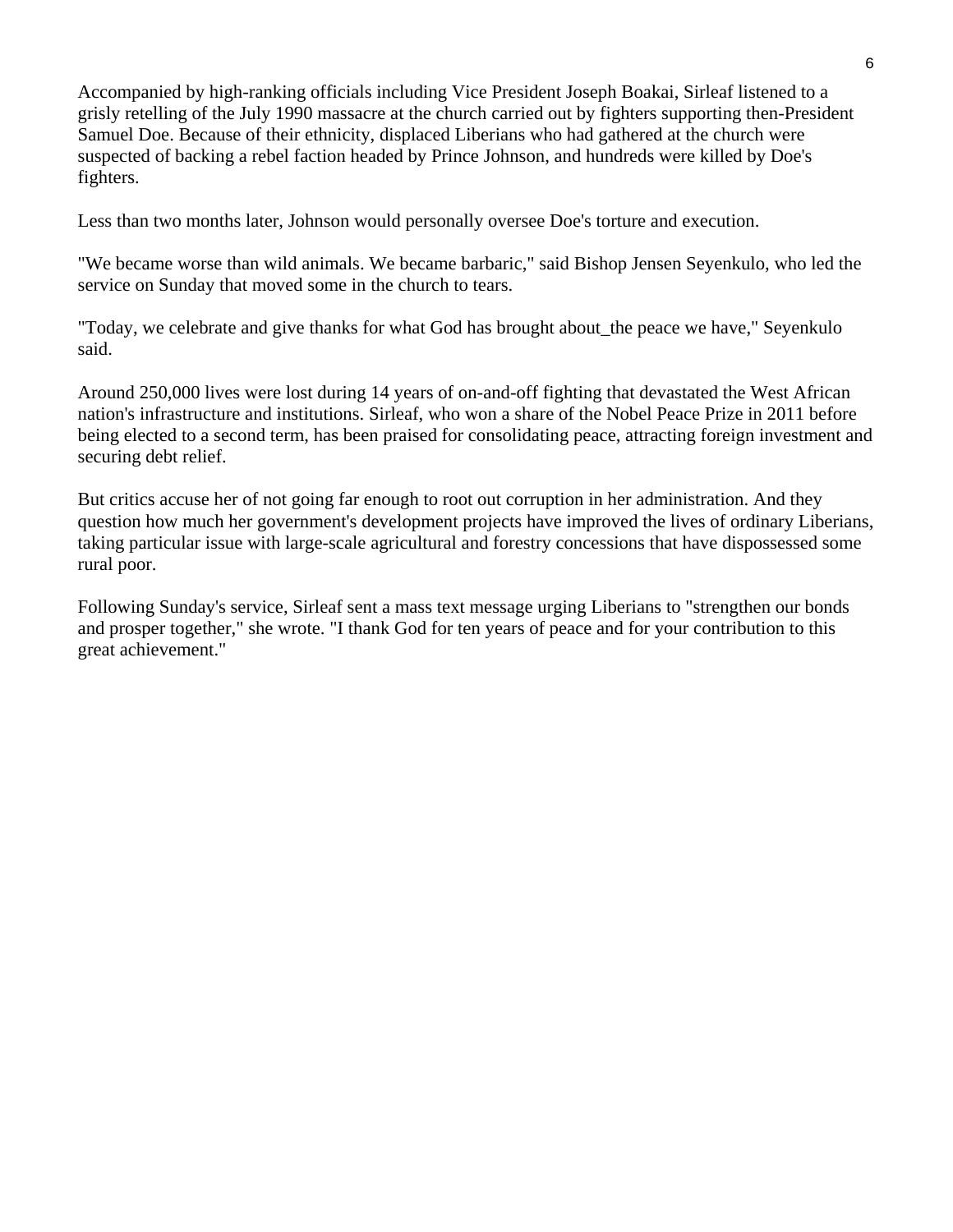Accompanied by high-ranking officials including Vice President Joseph Boakai, Sirleaf listened to a grisly retelling of the July 1990 massacre at the church carried out by fighters supporting then-President Samuel Doe. Because of their ethnicity, displaced Liberians who had gathered at the church were suspected of backing a rebel faction headed by Prince Johnson, and hundreds were killed by Doe's fighters.

Less than two months later, Johnson would personally oversee Doe's torture and execution.

"We became worse than wild animals. We became barbaric," said Bishop Jensen Seyenkulo, who led the service on Sunday that moved some in the church to tears.

"Today, we celebrate and give thanks for what God has brought about_the peace we have," Seyenkulo said.

Around 250,000 lives were lost during 14 years of on-and-off fighting that devastated the West African nation's infrastructure and institutions. Sirleaf, who won a share of the Nobel Peace Prize in 2011 before being elected to a second term, has been praised for consolidating peace, attracting foreign investment and securing debt relief.

But critics accuse her of not going far enough to root out corruption in her administration. And they question how much her government's development projects have improved the lives of ordinary Liberians, taking particular issue with large-scale agricultural and forestry concessions that have dispossessed some rural poor.

Following Sunday's service, Sirleaf sent a mass text message urging Liberians to "strengthen our bonds and prosper together," she wrote. "I thank God for ten years of peace and for your contribution to this great achievement."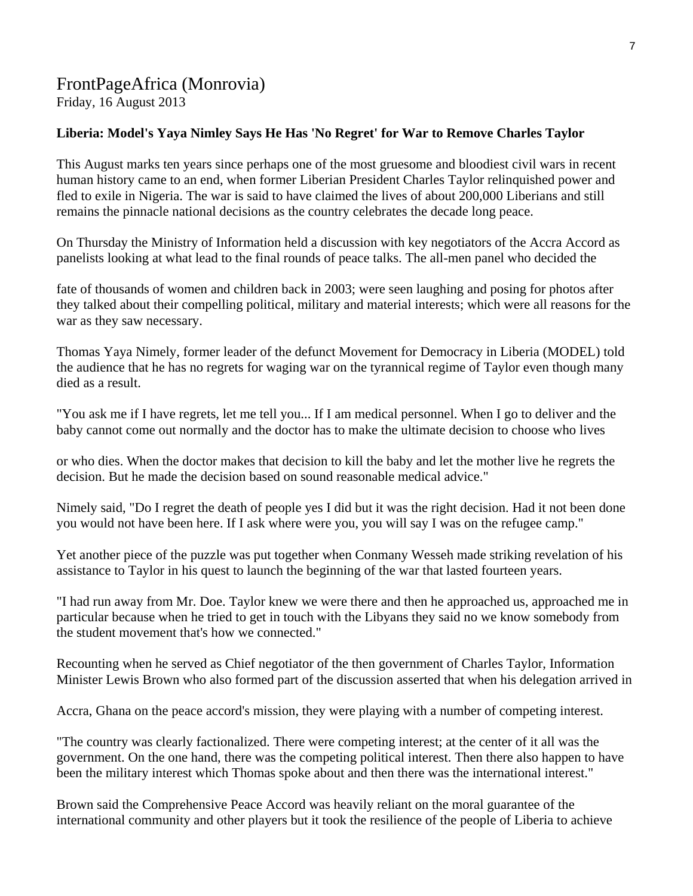# FrontPageAfrica (Monrovia)

Friday, 16 August 2013

**Liberia: Model's Yaya Nimley Says He Has 'No Regret' for War to Remove Charles Taylor**

This August marks ten years since perhaps one of the most gruesome and bloodiest civil wars in recent human history came to an end, when former Liberian President Charles Taylor relinquished power and fled to exile in Nigeria. The war is said to have claimed the lives of about 200,000 Liberians and still remains the pinnacle national decisions as the country celebrates the decade long peace.

On Thursday the Ministry of Information held a discussion with key negotiators of the Accra Accord as panelists looking at what lead to the final rounds of peace talks. The all-men panel who decided the fate of thousands of women and children back in 2003; were seen laughing and posing for photos after they talked about their compelling political, military and material interests; which were all reasons for the war as they saw necessary.

Thomas Yaya Nimely, former leader of the defunct Movement for Democracy in Liberia (MODEL) told the audience that he has no regrets for waging war on the tyrannical regime of Taylor even though many died as a result.

"You ask me if I have regrets, let me tell you... If I am medical personnel. When I go to deliver and the baby cannot come out normally and the doctor has to make the ultimate decision to choose who lives or who dies. When the doctor makes that decision to kill the baby and let the mother live he regrets the decision. But he made the decision based on sound reasonable medical advice."

Nimely said, "Do I regret the death of people yes I did but it was the right decision. Had it not been done you would not have been here. If I ask where were you, you will say I was on the refugee camp."

Yet another piece of the puzzle was put together when Conmany Wesseh made striking revelation of his assistance to Taylor in his quest to launch the beginning of the war that lasted fourteen years.

"I had run away from Mr. Doe. Taylor knew we were there and then he approached us, approached me in particular because when he tried to get in touch with the Libyans they said no we know somebody from the student movement that's how we connected."

Recounting when he served as Chief negotiator of the then government of Charles Taylor, Information Minister Lewis Brown who also formed part of the discussion asserted that when his delegation arrived in Accra, Ghana on the peace accord's mission, they were playing with a number of competing interest.

"The country was clearly factionalized. There were competing interest; at the center of it all was the government. On the one hand, there was the competing political interest. Then there also happen to have been the military interest which Thomas spoke about and then there was the international interest."

Brown said the Comprehensive Peace Accord was heavily reliant on the moral guarantee of the international community and other players but it took the resilience of the people of Liberia to achieve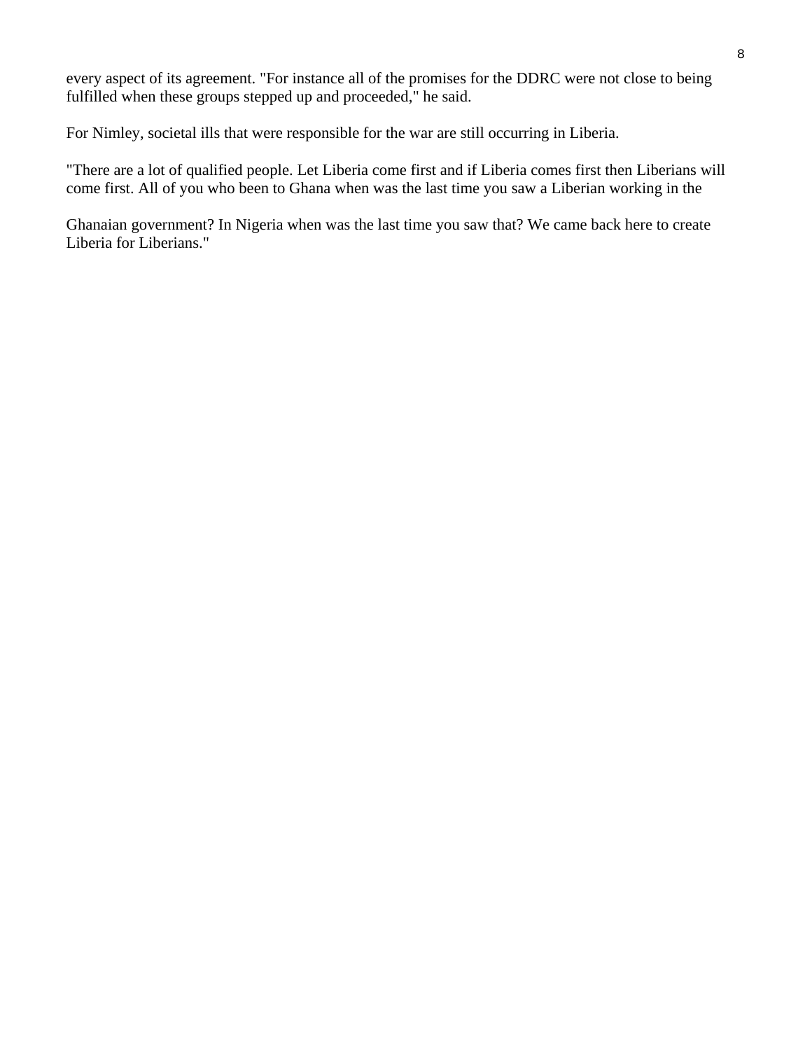every aspect of its agreement. "For instance all of the promises for the DDRC were not close to being fulfilled when these groups stepped up and proceeded," he said.

For Nimley, societal ills that were responsible for the war are still occurring in Liberia.

"There are a lot of qualified people. Let Liberia come first and if Liberia comes first then Liberians will come first. All of you who been to Ghana when was the last time you saw a Liberian working in the Ghanaian government? In Nigeria when was the last time you saw that? We came back here to create Liberia for Liberians."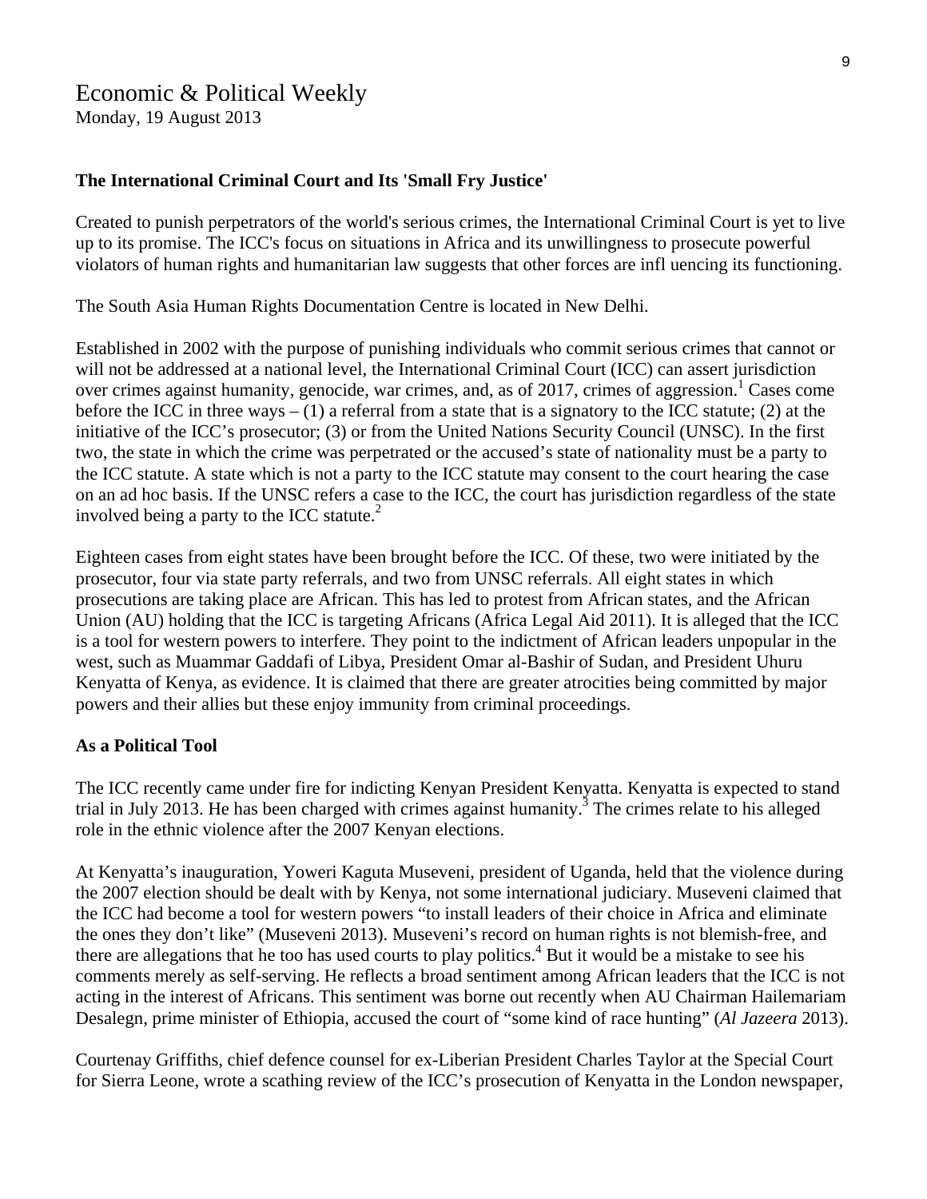Economic & Political Weekly
Monday, 19 August 2013

**The International Criminal Court and Its 'Small Fry Justice'**

Created to punish perpetrators of the world's serious crimes, the International Criminal Court is yet to live up to its promise. The ICC's focus on situations in Africa and its unwillingness to prosecute powerful violators of human rights and humanitarian law suggests that other forces are infl uencing its functioning.

The South Asia Human Rights Documentation Centre is located in New Delhi.

Established in 2002 with the purpose of punishing individuals who commit serious crimes that cannot or will not be addressed at a national level, the International Criminal Court (ICC) can assert jurisdiction over crimes against humanity, genocide, war crimes, and, as of 2017, crimes of aggression.[1] Cases come before the ICC in three ways – (1) a referral from a state that is a signatory to the ICC statute; (2) at the initiative of the ICC's prosecutor; (3) or from the United Nations Security Council (UNSC). In the first two, the state in which the crime was perpetrated or the accused's state of nationality must be a party to the ICC statute. A state which is not a party to the ICC statute may consent to the court hearing the case on an ad hoc basis. If the UNSC refers a case to the ICC, the court has jurisdiction regardless of the state involved being a party to the ICC statute.[2]

Eighteen cases from eight states have been brought before the ICC. Of these, two were initiated by the prosecutor, four via state party referrals, and two from UNSC referrals. All eight states in which prosecutions are taking place are African. This has led to protest from African states, and the African Union (AU) holding that the ICC is targeting Africans (Africa Legal Aid 2011). It is alleged that the ICC is a tool for western powers to interfere. They point to the indictment of African leaders unpopular in the west, such as Muammar Gaddafi of Libya, President Omar al-Bashir of Sudan, and President Uhuru Kenyatta of Kenya, as evidence. It is claimed that there are greater atrocities being committed by major powers and their allies but these enjoy immunity from criminal proceedings.

**As a Political Tool**

The ICC recently came under fire for indicting Kenyan President Kenyatta. Kenyatta is expected to stand trial in July 2013. He has been charged with crimes against humanity.[3] The crimes relate to his alleged role in the ethnic violence after the 2007 Kenyan elections.

At Kenyatta's inauguration, Yoweri Kaguta Museveni, president of Uganda, held that the violence during the 2007 election should be dealt with by Kenya, not some international judiciary. Museveni claimed that the ICC had become a tool for western powers "to install leaders of their choice in Africa and eliminate the ones they don't like" (Museveni 2013). Museveni's record on human rights is not blemish-free, and there are allegations that he too has used courts to play politics.[4] But it would be a mistake to see his comments merely as self-serving. He reflects a broad sentiment among African leaders that the ICC is not acting in the interest of Africans. This sentiment was borne out recently when AU Chairman Hailemariam Desalegn, prime minister of Ethiopia, accused the court of "some kind of race hunting" (*Al Jazeera* 2013).

Courtenay Griffiths, chief defence counsel for ex-Liberian President Charles Taylor at the Special Court for Sierra Leone, wrote a scathing review of the ICC's prosecution of Kenyatta in the London newspaper,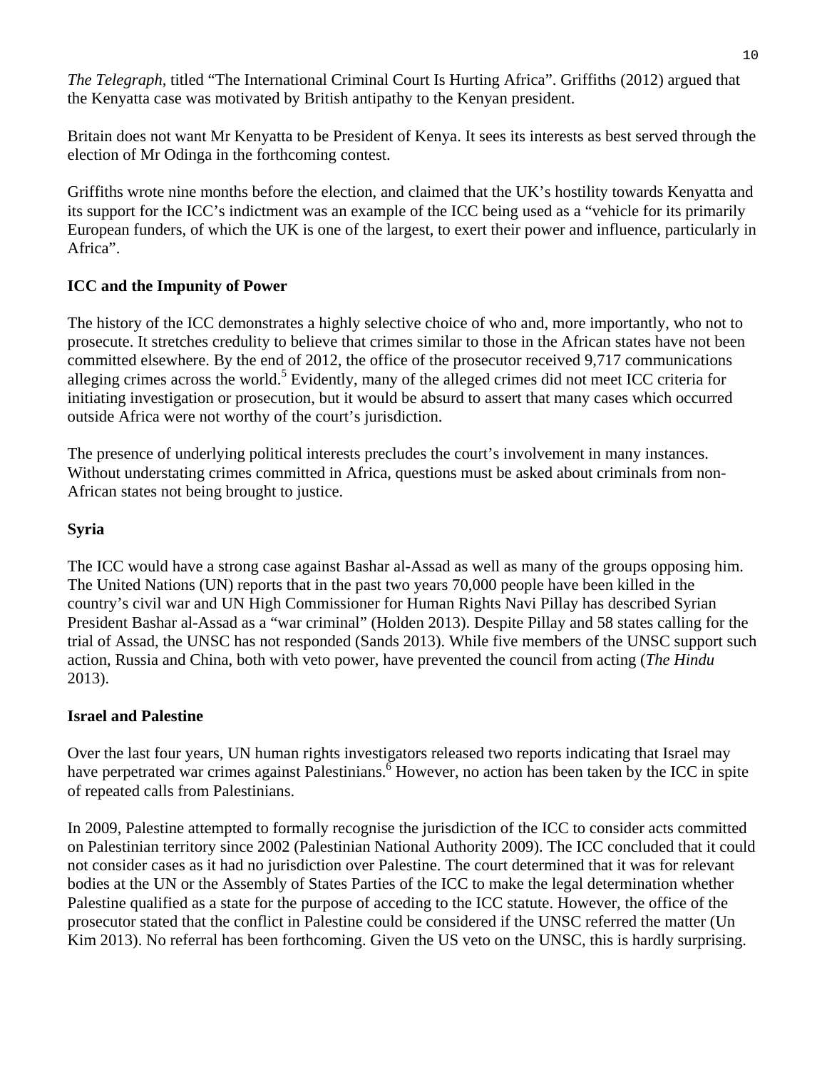*The Telegraph*, titled “The International Criminal Court Is Hurting Africa”. Griffiths (2012) argued that the Kenyatta case was motivated by British antipathy to the Kenyan president.

Britain does not want Mr Kenyatta to be President of Kenya. It sees its interests as best served through the election of Mr Odinga in the forthcoming contest.

Griffiths wrote nine months before the election, and claimed that the UK’s hostility towards Kenyatta and its support for the ICC’s indictment was an example of the ICC being used as a “vehicle for its primarily European funders, of which the UK is one of the largest, to exert their power and influence, particularly in Africa”.

**ICC and the Impunity of Power**

The history of the ICC demonstrates a highly selective choice of who and, more importantly, who not to prosecute. It stretches credulity to believe that crimes similar to those in the African states have not been committed elsewhere. By the end of 2012, the office of the prosecutor received 9,717 communications alleging crimes across the world.[5] Evidently, many of the alleged crimes did not meet ICC criteria for initiating investigation or prosecution, but it would be absurd to assert that many cases which occurred outside Africa were not worthy of the court’s jurisdiction.

The presence of underlying political interests precludes the court’s involvement in many instances. Without understating crimes committed in Africa, questions must be asked about criminals from non-African states not being brought to justice.

**Syria**

The ICC would have a strong case against Bashar al-Assad as well as many of the groups opposing him. The United Nations (UN) reports that in the past two years 70,000 people have been killed in the country’s civil war and UN High Commissioner for Human Rights Navi Pillay has described Syrian President Bashar al-Assad as a “war criminal” (Holden 2013). Despite Pillay and 58 states calling for the trial of Assad, the UNSC has not responded (Sands 2013). While five members of the UNSC support such action, Russia and China, both with veto power, have prevented the council from acting (*The Hindu* 2013).

**Israel and Palestine**

Over the last four years, UN human rights investigators released two reports indicating that Israel may have perpetrated war crimes against Palestinians.[6] However, no action has been taken by the ICC in spite of repeated calls from Palestinians.

In 2009, Palestine attempted to formally recognise the jurisdiction of the ICC to consider acts committed on Palestinian territory since 2002 (Palestinian National Authority 2009). The ICC concluded that it could not consider cases as it had no jurisdiction over Palestine. The court determined that it was for relevant bodies at the UN or the Assembly of States Parties of the ICC to make the legal determination whether Palestine qualified as a state for the purpose of acceding to the ICC statute. However, the office of the prosecutor stated that the conflict in Palestine could be considered if the UNSC referred the matter (Un Kim 2013). No referral has been forthcoming. Given the US veto on the UNSC, this is hardly surprising.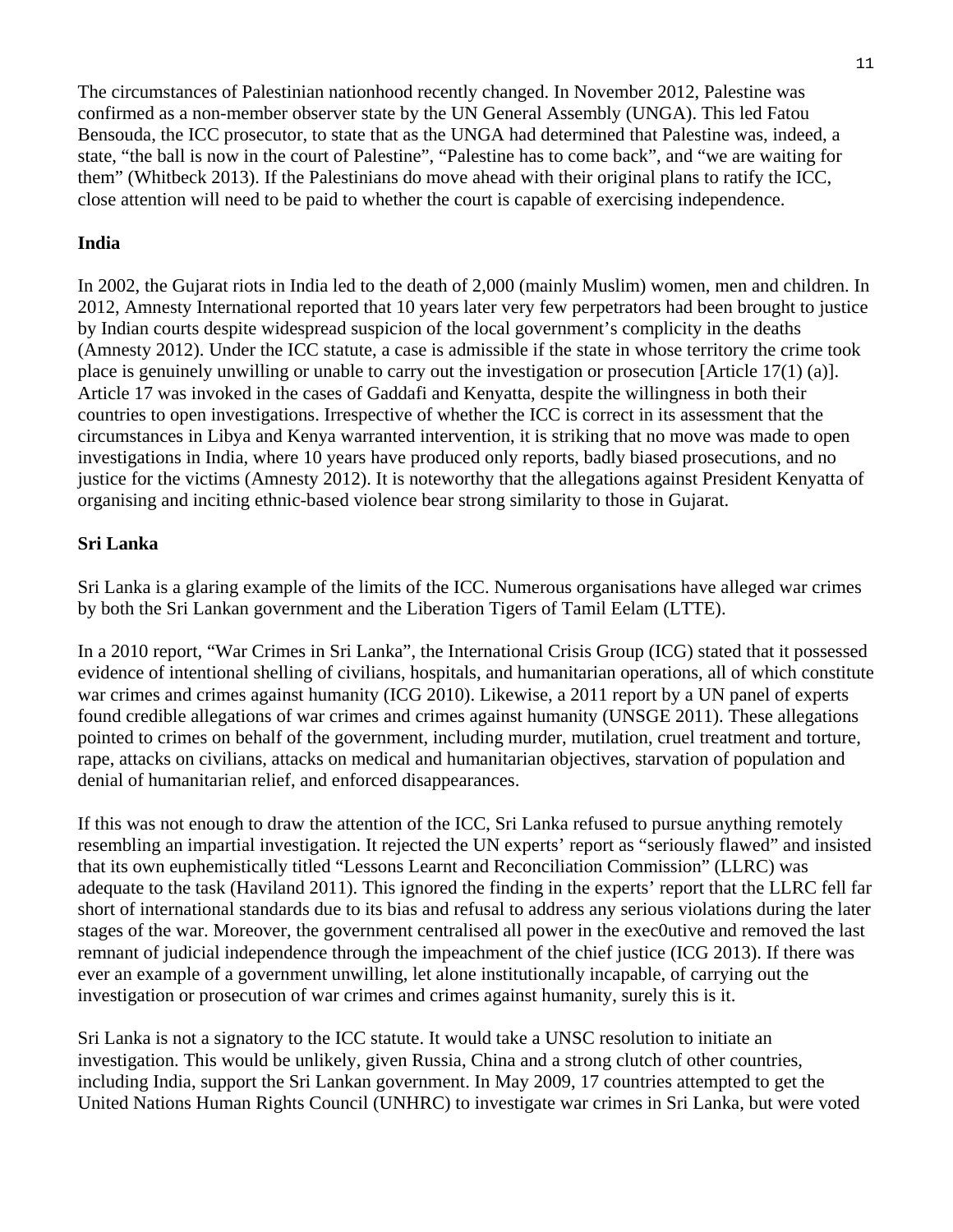The circumstances of Palestinian nationhood recently changed. In November 2012, Palestine was confirmed as a non-member observer state by the UN General Assembly (UNGA). This led Fatou Bensouda, the ICC prosecutor, to state that as the UNGA had determined that Palestine was, indeed, a state, "the ball is now in the court of Palestine", "Palestine has to come back", and "we are waiting for them" (Whitbeck 2013). If the Palestinians do move ahead with their original plans to ratify the ICC, close attention will need to be paid to whether the court is capable of exercising independence.

**India**

In 2002, the Gujarat riots in India led to the death of 2,000 (mainly Muslim) women, men and children. In 2012, Amnesty International reported that 10 years later very few perpetrators had been brought to justice by Indian courts despite widespread suspicion of the local government's complicity in the deaths (Amnesty 2012). Under the ICC statute, a case is admissible if the state in whose territory the crime took place is genuinely unwilling or unable to carry out the investigation or prosecution [Article 17(1) (a)]. Article 17 was invoked in the cases of Gaddafi and Kenyatta, despite the willingness in both their countries to open investigations. Irrespective of whether the ICC is correct in its assessment that the circumstances in Libya and Kenya warranted intervention, it is striking that no move was made to open investigations in India, where 10 years have produced only reports, badly biased prosecutions, and no justice for the victims (Amnesty 2012). It is noteworthy that the allegations against President Kenyatta of organising and inciting ethnic-based violence bear strong similarity to those in Gujarat.

**Sri Lanka**

Sri Lanka is a glaring example of the limits of the ICC. Numerous organisations have alleged war crimes by both the Sri Lankan government and the Liberation Tigers of Tamil Eelam (LTTE).

In a 2010 report, "War Crimes in Sri Lanka", the International Crisis Group (ICG) stated that it possessed evidence of intentional shelling of civilians, hospitals, and humanitarian operations, all of which constitute war crimes and crimes against humanity (ICG 2010). Likewise, a 2011 report by a UN panel of experts found credible allegations of war crimes and crimes against humanity (UNSGE 2011). These allegations pointed to crimes on behalf of the government, including murder, mutilation, cruel treatment and torture, rape, attacks on civilians, attacks on medical and humanitarian objectives, starvation of population and denial of humanitarian relief, and enforced disappearances.

If this was not enough to draw the attention of the ICC, Sri Lanka refused to pursue anything remotely resembling an impartial investigation. It rejected the UN experts' report as "seriously flawed" and insisted that its own euphemistically titled "Lessons Learnt and Reconciliation Commission" (LLRC) was adequate to the task (Haviland 2011). This ignored the finding in the experts' report that the LLRC fell far short of international standards due to its bias and refusal to address any serious violations during the later stages of the war. Moreover, the government centralised all power in the exec0utive and removed the last remnant of judicial independence through the impeachment of the chief justice (ICG 2013). If there was ever an example of a government unwilling, let alone institutionally incapable, of carrying out the investigation or prosecution of war crimes and crimes against humanity, surely this is it.

Sri Lanka is not a signatory to the ICC statute. It would take a UNSC resolution to initiate an investigation. This would be unlikely, given Russia, China and a strong clutch of other countries, including India, support the Sri Lankan government. In May 2009, 17 countries attempted to get the United Nations Human Rights Council (UNHRC) to investigate war crimes in Sri Lanka, but were voted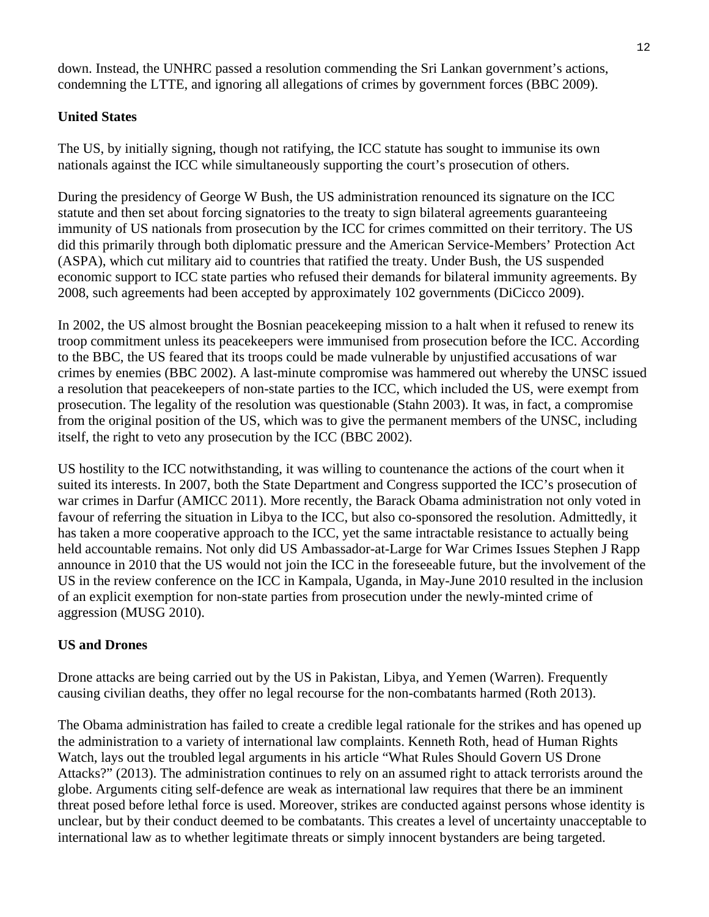down. Instead, the UNHRC passed a resolution commending the Sri Lankan government's actions, condemning the LTTE, and ignoring all allegations of crimes by government forces (BBC 2009).

**United States**

The US, by initially signing, though not ratifying, the ICC statute has sought to immunise its own nationals against the ICC while simultaneously supporting the court's prosecution of others.

During the presidency of George W Bush, the US administration renounced its signature on the ICC statute and then set about forcing signatories to the treaty to sign bilateral agreements guaranteeing immunity of US nationals from prosecution by the ICC for crimes committed on their territory. The US did this primarily through both diplomatic pressure and the American Service-Members' Protection Act (ASPA), which cut military aid to countries that ratified the treaty. Under Bush, the US suspended economic support to ICC state parties who refused their demands for bilateral immunity agreements. By 2008, such agreements had been accepted by approximately 102 governments (DiCicco 2009).

In 2002, the US almost brought the Bosnian peacekeeping mission to a halt when it refused to renew its troop commitment unless its peacekeepers were immunised from prosecution before the ICC. According to the BBC, the US feared that its troops could be made vulnerable by unjustified accusations of war crimes by enemies (BBC 2002). A last-minute compromise was hammered out whereby the UNSC issued a resolution that peacekeepers of non-state parties to the ICC, which included the US, were exempt from prosecution. The legality of the resolution was questionable (Stahn 2003). It was, in fact, a compromise from the original position of the US, which was to give the permanent members of the UNSC, including itself, the right to veto any prosecution by the ICC (BBC 2002).

US hostility to the ICC notwithstanding, it was willing to countenance the actions of the court when it suited its interests. In 2007, both the State Department and Congress supported the ICC's prosecution of war crimes in Darfur (AMICC 2011). More recently, the Barack Obama administration not only voted in favour of referring the situation in Libya to the ICC, but also co-sponsored the resolution. Admittedly, it has taken a more cooperative approach to the ICC, yet the same intractable resistance to actually being held accountable remains. Not only did US Ambassador-at-Large for War Crimes Issues Stephen J Rapp announce in 2010 that the US would not join the ICC in the foreseeable future, but the involvement of the US in the review conference on the ICC in Kampala, Uganda, in May-June 2010 resulted in the inclusion of an explicit exemption for non-state parties from prosecution under the newly-minted crime of aggression (MUSG 2010).

**US and Drones**

Drone attacks are being carried out by the US in Pakistan, Libya, and Yemen (Warren). Frequently causing civilian deaths, they offer no legal recourse for the non-combatants harmed (Roth 2013).

The Obama administration has failed to create a credible legal rationale for the strikes and has opened up the administration to a variety of international law complaints. Kenneth Roth, head of Human Rights Watch, lays out the troubled legal arguments in his article "What Rules Should Govern US Drone Attacks?" (2013). The administration continues to rely on an assumed right to attack terrorists around the globe. Arguments citing self-defence are weak as international law requires that there be an imminent threat posed before lethal force is used. Moreover, strikes are conducted against persons whose identity is unclear, but by their conduct deemed to be combatants. This creates a level of uncertainty unacceptable to international law as to whether legitimate threats or simply innocent bystanders are being targeted.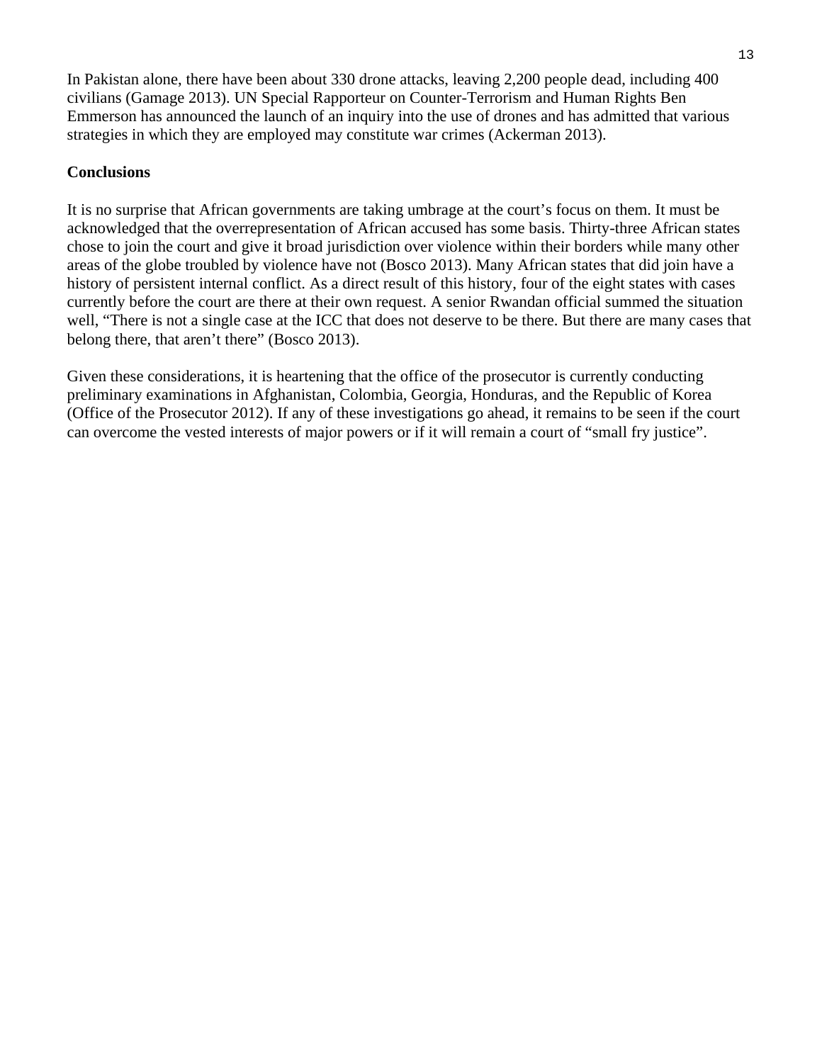In Pakistan alone, there have been about 330 drone attacks, leaving 2,200 people dead, including 400 civilians (Gamage 2013). UN Special Rapporteur on Counter-Terrorism and Human Rights Ben Emmerson has announced the launch of an inquiry into the use of drones and has admitted that various strategies in which they are employed may constitute war crimes (Ackerman 2013).

## Conclusions

It is no surprise that African governments are taking umbrage at the court's focus on them. It must be acknowledged that the overrepresentation of African accused has some basis. Thirty-three African states chose to join the court and give it broad jurisdiction over violence within their borders while many other areas of the globe troubled by violence have not (Bosco 2013). Many African states that did join have a history of persistent internal conflict. As a direct result of this history, four of the eight states with cases currently before the court are there at their own request. A senior Rwandan official summed the situation well, "There is not a single case at the ICC that does not deserve to be there. But there are many cases that belong there, that aren't there" (Bosco 2013).

Given these considerations, it is heartening that the office of the prosecutor is currently conducting preliminary examinations in Afghanistan, Colombia, Georgia, Honduras, and the Republic of Korea (Office of the Prosecutor 2012). If any of these investigations go ahead, it remains to be seen if the court can overcome the vested interests of major powers or if it will remain a court of "small fry justice".